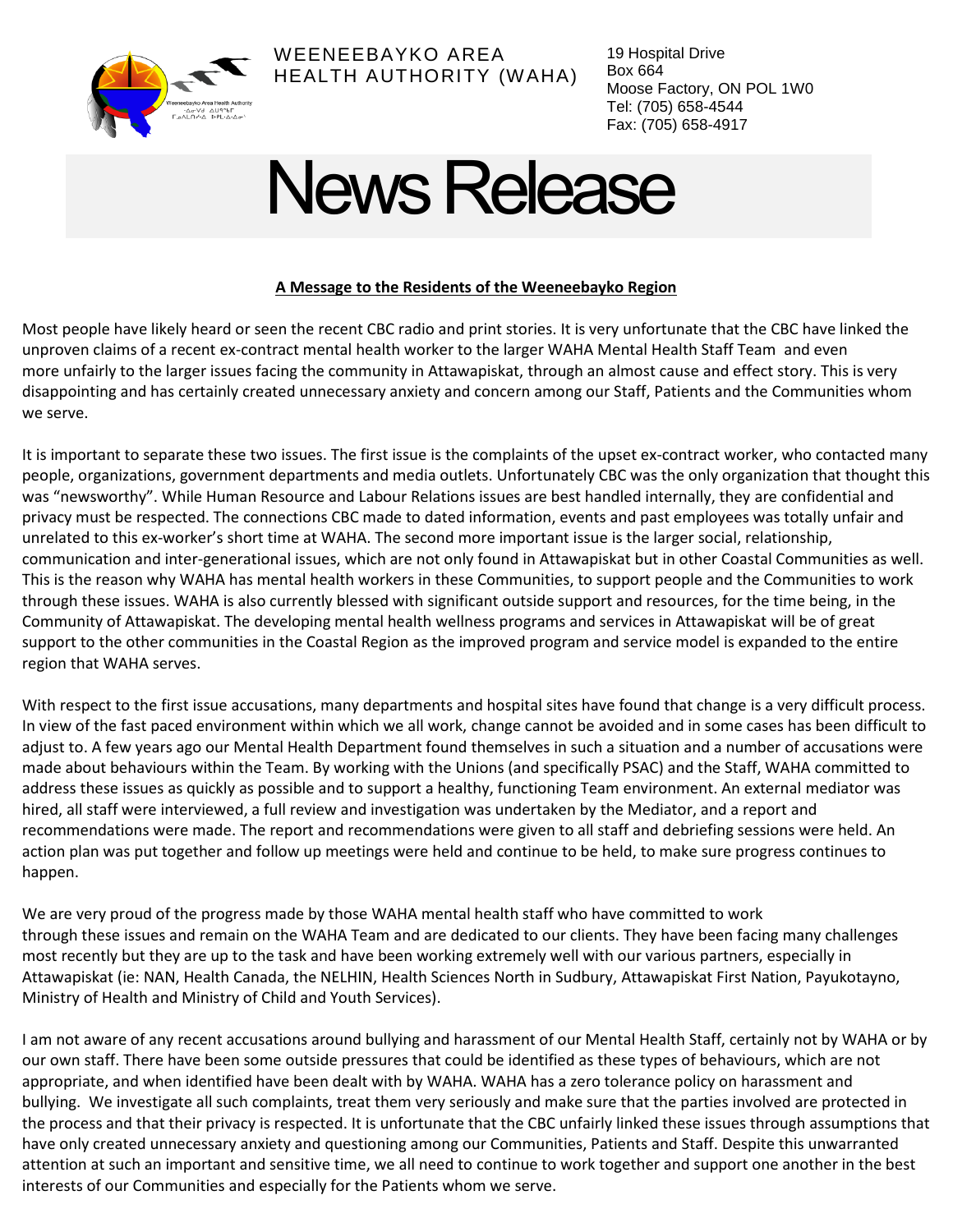WEENEEBAYKO AREA HEALTH AUTHORITY (WAHA)

19 Hospital Drive
Box 664
Moose Factory, ON POL 1W0
Tel: (705) 658-4544
Fax: (705) 658-4917

# News Release

## A Message to the Residents of the Weeneebayko Region

Most people have likely heard or seen the recent CBC radio and print stories. It is very unfortunate that the CBC have linked the unproven claims of a recent ex-contract mental health worker to the larger WAHA Mental Health Staff Team and even more unfairly to the larger issues facing the community in Attawapiskat, through an almost cause and effect story. This is very disappointing and has certainly created unnecessary anxiety and concern among our Staff, Patients and the Communities whom we serve.

It is important to separate these two issues. The first issue is the complaints of the upset ex-contract worker, who contacted many people, organizations, government departments and media outlets. Unfortunately CBC was the only organization that thought this was "newsworthy". While Human Resource and Labour Relations issues are best handled internally, they are confidential and privacy must be respected. The connections CBC made to dated information, events and past employees was totally unfair and unrelated to this ex-worker's short time at WAHA. The second more important issue is the larger social, relationship, communication and inter-generational issues, which are not only found in Attawapiskat but in other Coastal Communities as well. This is the reason why WAHA has mental health workers in these Communities, to support people and the Communities to work through these issues. WAHA is also currently blessed with significant outside support and resources, for the time being, in the Community of Attawapiskat. The developing mental health wellness programs and services in Attawapiskat will be of great support to the other communities in the Coastal Region as the improved program and service model is expanded to the entire region that WAHA serves.

With respect to the first issue accusations, many departments and hospital sites have found that change is a very difficult process. In view of the fast paced environment within which we all work, change cannot be avoided and in some cases has been difficult to adjust to. A few years ago our Mental Health Department found themselves in such a situation and a number of accusations were made about behaviours within the Team. By working with the Unions (and specifically PSAC) and the Staff, WAHA committed to address these issues as quickly as possible and to support a healthy, functioning Team environment. An external mediator was hired, all staff were interviewed, a full review and investigation was undertaken by the Mediator, and a report and recommendations were made. The report and recommendations were given to all staff and debriefing sessions were held. An action plan was put together and follow up meetings were held and continue to be held, to make sure progress continues to happen.

We are very proud of the progress made by those WAHA mental health staff who have committed to work through these issues and remain on the WAHA Team and are dedicated to our clients. They have been facing many challenges most recently but they are up to the task and have been working extremely well with our various partners, especially in Attawapiskat (ie: NAN, Health Canada, the NELHIN, Health Sciences North in Sudbury, Attawapiskat First Nation, Payukotayno, Ministry of Health and Ministry of Child and Youth Services).

I am not aware of any recent accusations around bullying and harassment of our Mental Health Staff, certainly not by WAHA or by our own staff. There have been some outside pressures that could be identified as these types of behaviours, which are not appropriate, and when identified have been dealt with by WAHA. WAHA has a zero tolerance policy on harassment and bullying. We investigate all such complaints, treat them very seriously and make sure that the parties involved are protected in the process and that their privacy is respected. It is unfortunate that the CBC unfairly linked these issues through assumptions that have only created unnecessary anxiety and questioning among our Communities, Patients and Staff. Despite this unwarranted attention at such an important and sensitive time, we all need to continue to work together and support one another in the best interests of our Communities and especially for the Patients whom we serve.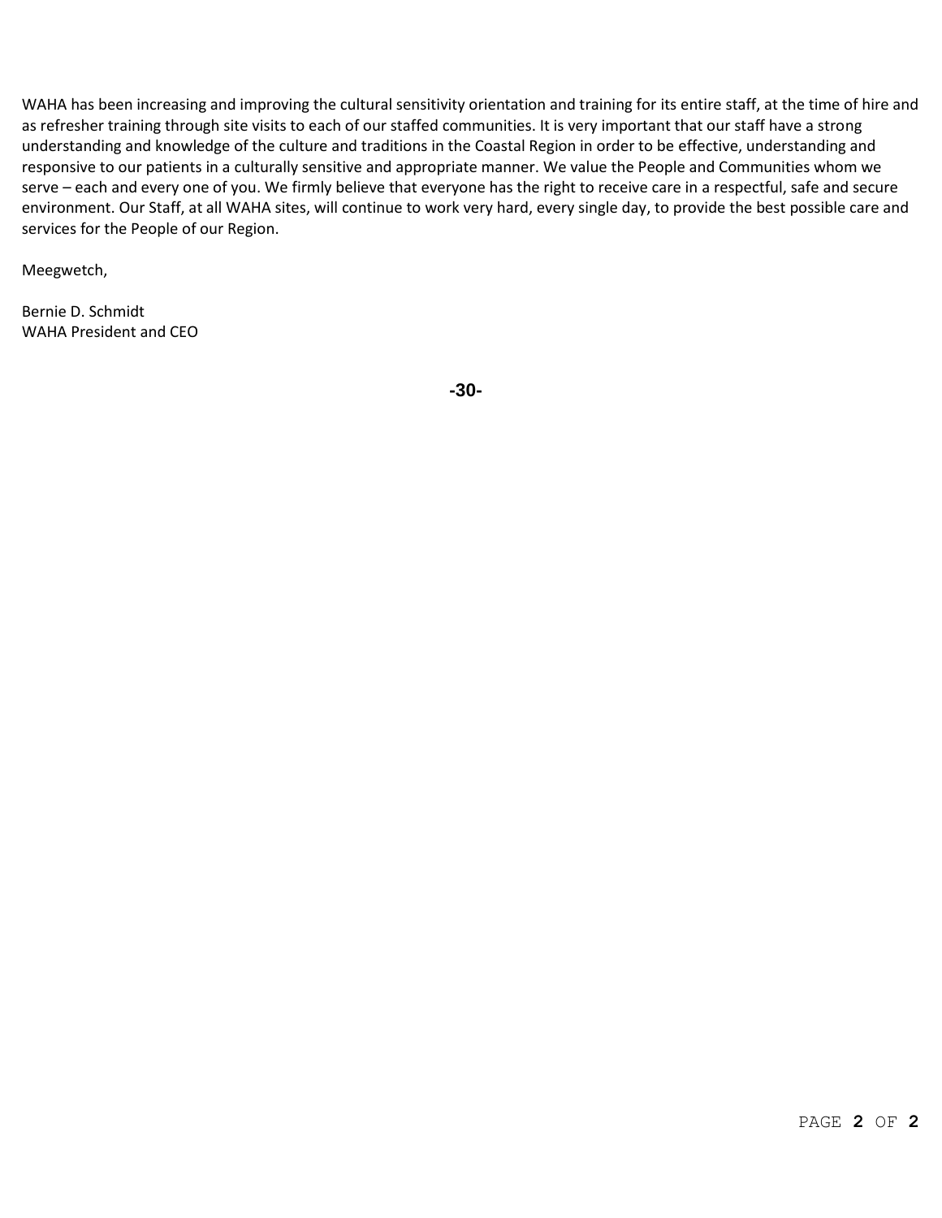WAHA has been increasing and improving the cultural sensitivity orientation and training for its entire staff, at the time of hire and as refresher training through site visits to each of our staffed communities. It is very important that our staff have a strong understanding and knowledge of the culture and traditions in the Coastal Region in order to be effective, understanding and responsive to our patients in a culturally sensitive and appropriate manner. We value the People and Communities whom we serve – each and every one of you. We firmly believe that everyone has the right to receive care in a respectful, safe and secure environment. Our Staff, at all WAHA sites, will continue to work very hard, every single day, to provide the best possible care and services for the People of our Region.

Meegwetch,

Bernie D. Schmidt
WAHA President and CEO

**-30-**